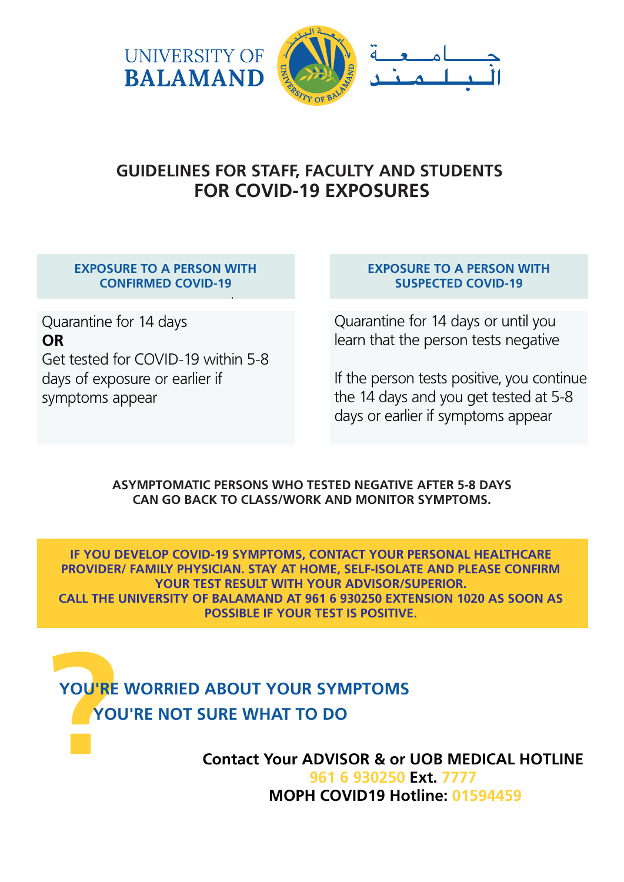UNIVERSITY OF BALAMAND

جـامـعـة البـلـمـنـد

# GUIDELINES FOR STAFF, FACULTY AND STUDENTS FOR COVID-19 EXPOSURES

| EXPOSURE TO A PERSON WITH CONFIRMED COVID-19 | EXPOSURE TO A PERSON WITH SUSPECTED COVID-19 |
|---|---|
| Quarantine for 14 days **OR** Get tested for COVID-19 within 5-8 days of exposure or earlier if symptoms appear | Quarantine for 14 days or until you learn that the person tests negative<br><br>If the person tests positive, you continue the 14 days and you get tested at 5-8 days or earlier if symptoms appear |

**ASYMPTOMATIC PERSONS WHO TESTED NEGATIVE AFTER 5-8 DAYS CAN GO BACK TO CLASS/WORK AND MONITOR SYMPTOMS.**

**IF YOU DEVELOP COVID-19 SYMPTOMS, CONTACT YOUR PERSONAL HEALTHCARE PROVIDER/ FAMILY PHYSICIAN. STAY AT HOME, SELF-ISOLATE AND PLEASE CONFIRM YOUR TEST RESULT WITH YOUR ADVISOR/SUPERIOR.**
**CALL THE UNIVERSITY OF BALAMAND AT 961 6 930250 EXTENSION 1020 AS SOON AS POSSIBLE IF YOUR TEST IS POSITIVE.**

## ? YOU'RE WORRIED ABOUT YOUR SYMPTOMS
## YOU'RE NOT SURE WHAT TO DO

**Contact Your ADVISOR & or UOB MEDICAL HOTLINE**
**961 6 930250 Ext. 7777**
**MOPH COVID19 Hotline: 01594459**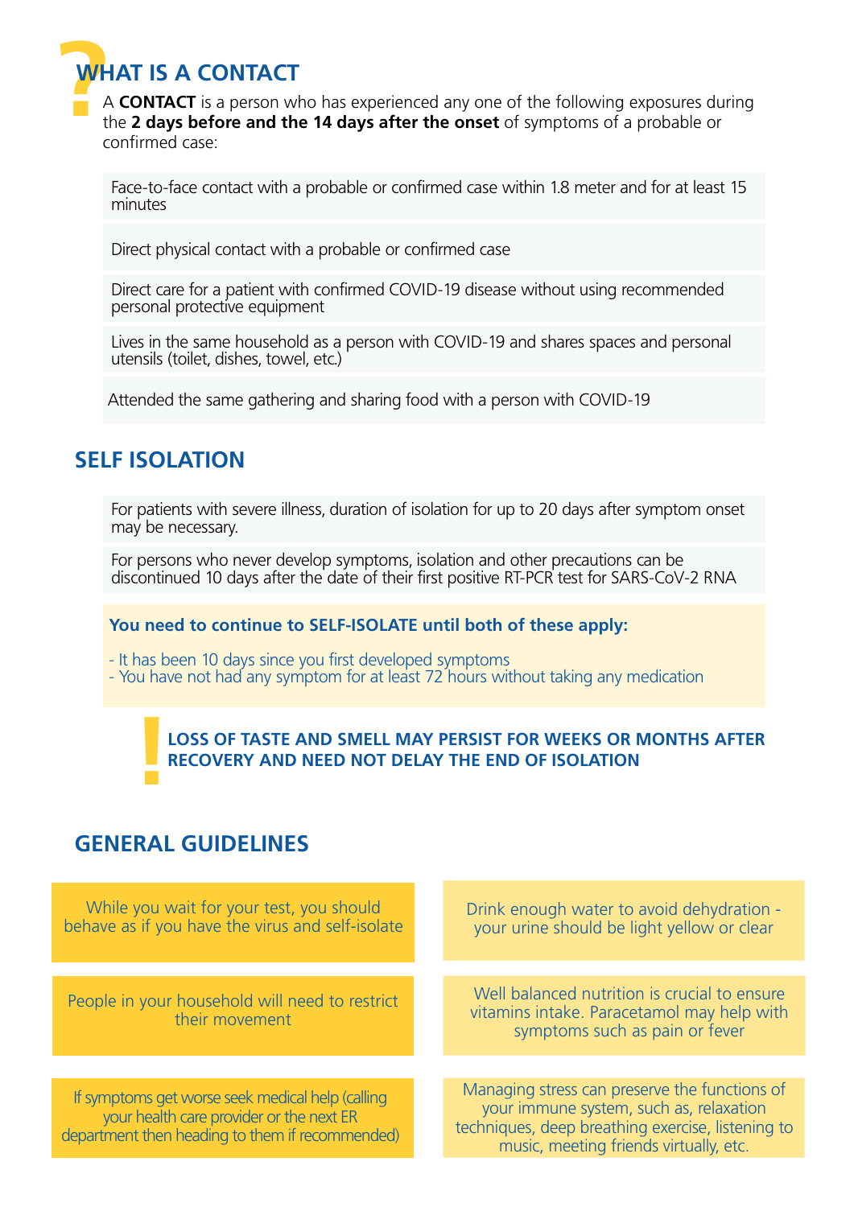## WHAT IS A CONTACT

A **CONTACT** is a person who has experienced any one of the following exposures during the **2 days before and the 14 days after the onset** of symptoms of a probable or confirmed case:

- Face-to-face contact with a probable or confirmed case within 1.8 meter and for at least 15 minutes
- Direct physical contact with a probable or confirmed case
- Direct care for a patient with confirmed COVID-19 disease without using recommended personal protective equipment
- Lives in the same household as a person with COVID-19 and shares spaces and personal utensils (toilet, dishes, towel, etc.)
- Attended the same gathering and sharing food with a person with COVID-19

## SELF ISOLATION

- For patients with severe illness, duration of isolation for up to 20 days after symptom onset may be necessary.
- For persons who never develop symptoms, isolation and other precautions can be discontinued 10 days after the date of their first positive RT-PCR test for SARS-CoV-2 RNA

**You need to continue to SELF-ISOLATE until both of these apply:**

- It has been 10 days since you first developed symptoms
- You have not had any symptom for at least 72 hours without taking any medication

**LOSS OF TASTE AND SMELL MAY PERSIST FOR WEEKS OR MONTHS AFTER RECOVERY AND NEED NOT DELAY THE END OF ISOLATION**

## GENERAL GUIDELINES

- While you wait for your test, you should behave as if you have the virus and self-isolate
- People in your household will need to restrict their movement
- If symptoms get worse seek medical help (calling your health care provider or the next ER department then heading to them if recommended)
- Drink enough water to avoid dehydration - your urine should be light yellow or clear
- Well balanced nutrition is crucial to ensure vitamins intake. Paracetamol may help with symptoms such as pain or fever
- Managing stress can preserve the functions of your immune system, such as, relaxation techniques, deep breathing exercise, listening to music, meeting friends virtually, etc.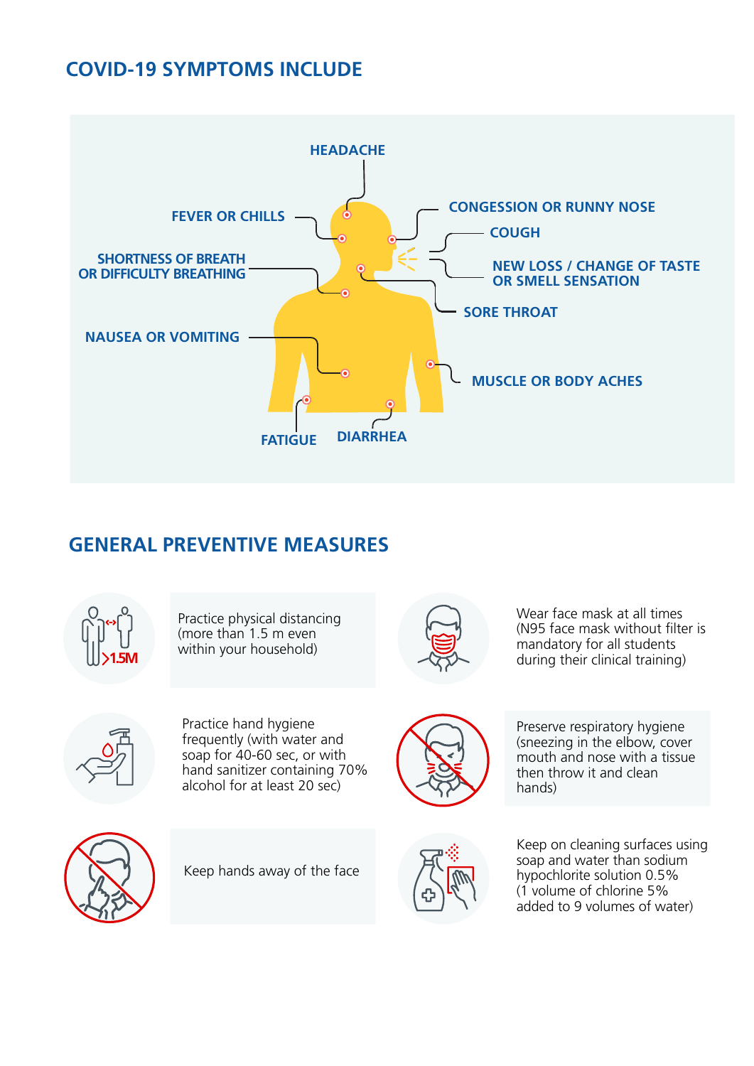## COVID-19 SYMPTOMS INCLUDE

- HEADACHE
- FEVER OR CHILLS
- CONGESSION OR RUNNY NOSE
- COUGH
- SHORTNESS OF BREATH OR DIFFICULTY BREATHING
- NEW LOSS / CHANGE OF TASTE OR SMELL SENSATION
- SORE THROAT
- NAUSEA OR VOMITING
- MUSCLE OR BODY ACHES
- FATIGUE
- DIARRHEA

## GENERAL PREVENTIVE MEASURES

>1.5M

Practice physical distancing (more than 1.5 m even within your household)

Wear face mask at all times (N95 face mask without filter is mandatory for all students during their clinical training)

Practice hand hygiene frequently (with water and soap for 40-60 sec, or with hand sanitizer containing 70% alcohol for at least 20 sec)

Preserve respiratory hygiene (sneezing in the elbow, cover mouth and nose with a tissue then throw it and clean hands)

Keep hands away of the face

Keep on cleaning surfaces using soap and water than sodium hypochlorite solution 0.5% (1 volume of chlorine 5% added to 9 volumes of water)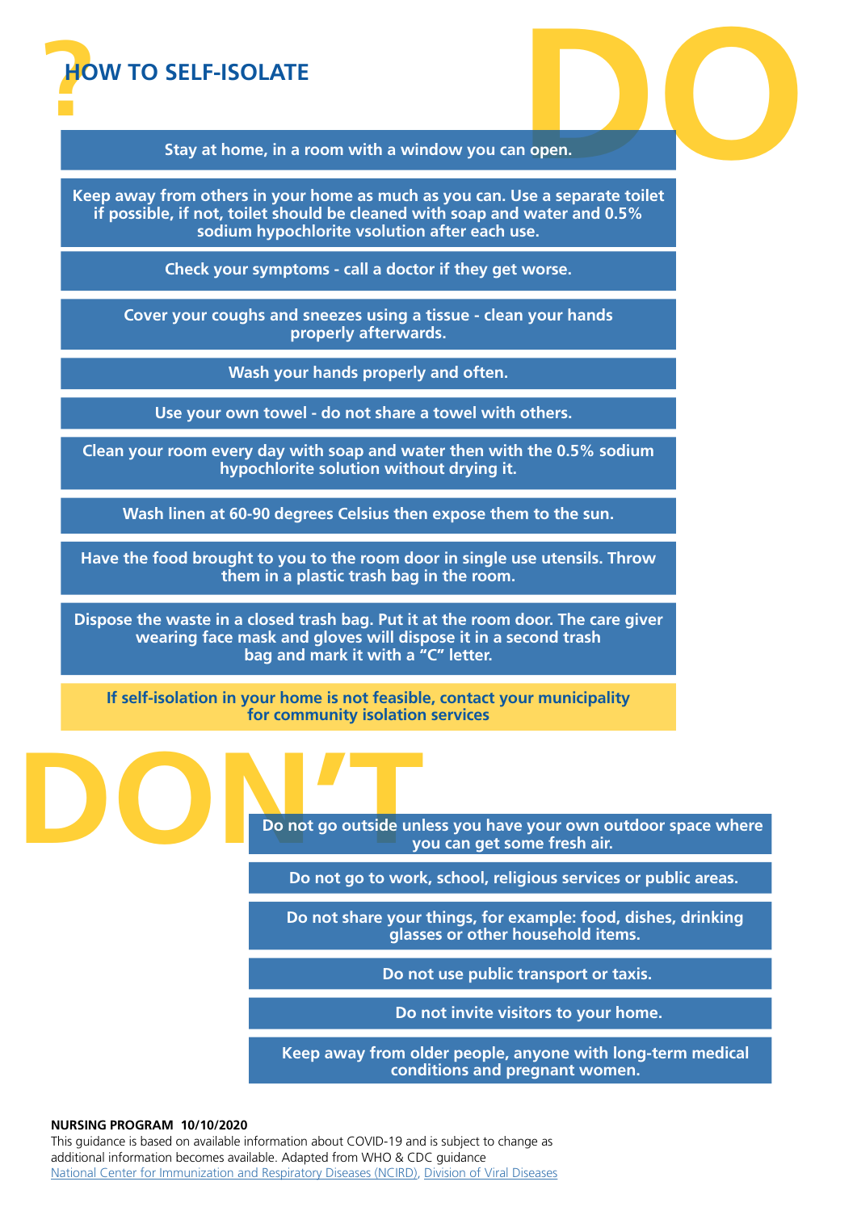# HOW TO SELF-ISOLATE

## DO

- Stay at home, in a room with a window you can open.
- Keep away from others in your home as much as you can. Use a separate toilet if possible, if not, toilet should be cleaned with soap and water and 0.5% sodium hypochlorite vsolution after each use.
- Check your symptoms - call a doctor if they get worse.
- Cover your coughs and sneezes using a tissue - clean your hands properly afterwards.
- Wash your hands properly and often.
- Use your own towel - do not share a towel with others.
- Clean your room every day with soap and water then with the 0.5% sodium hypochlorite solution without drying it.
- Wash linen at 60-90 degrees Celsius then expose them to the sun.
- Have the food brought to you to the room door in single use utensils. Throw them in a plastic trash bag in the room.
- Dispose the waste in a closed trash bag. Put it at the room door. The care giver wearing face mask and gloves will dispose it in a second trash bag and mark it with a "C" letter.

**If self-isolation in your home is not feasible, contact your municipality for community isolation services**

## DON'T

- Do not go outside unless you have your own outdoor space where you can get some fresh air.
- Do not go to work, school, religious services or public areas.
- Do not share your things, for example: food, dishes, drinking glasses or other household items.
- Do not use public transport or taxis.
- Do not invite visitors to your home.
- Keep away from older people, anyone with long-term medical conditions and pregnant women.

**NURSING PROGRAM 10/10/2020**

This guidance is based on available information about COVID-19 and is subject to change as additional information becomes available. Adapted from WHO & CDC guidance
National Center for Immunization and Respiratory Diseases (NCIRD), Division of Viral Diseases